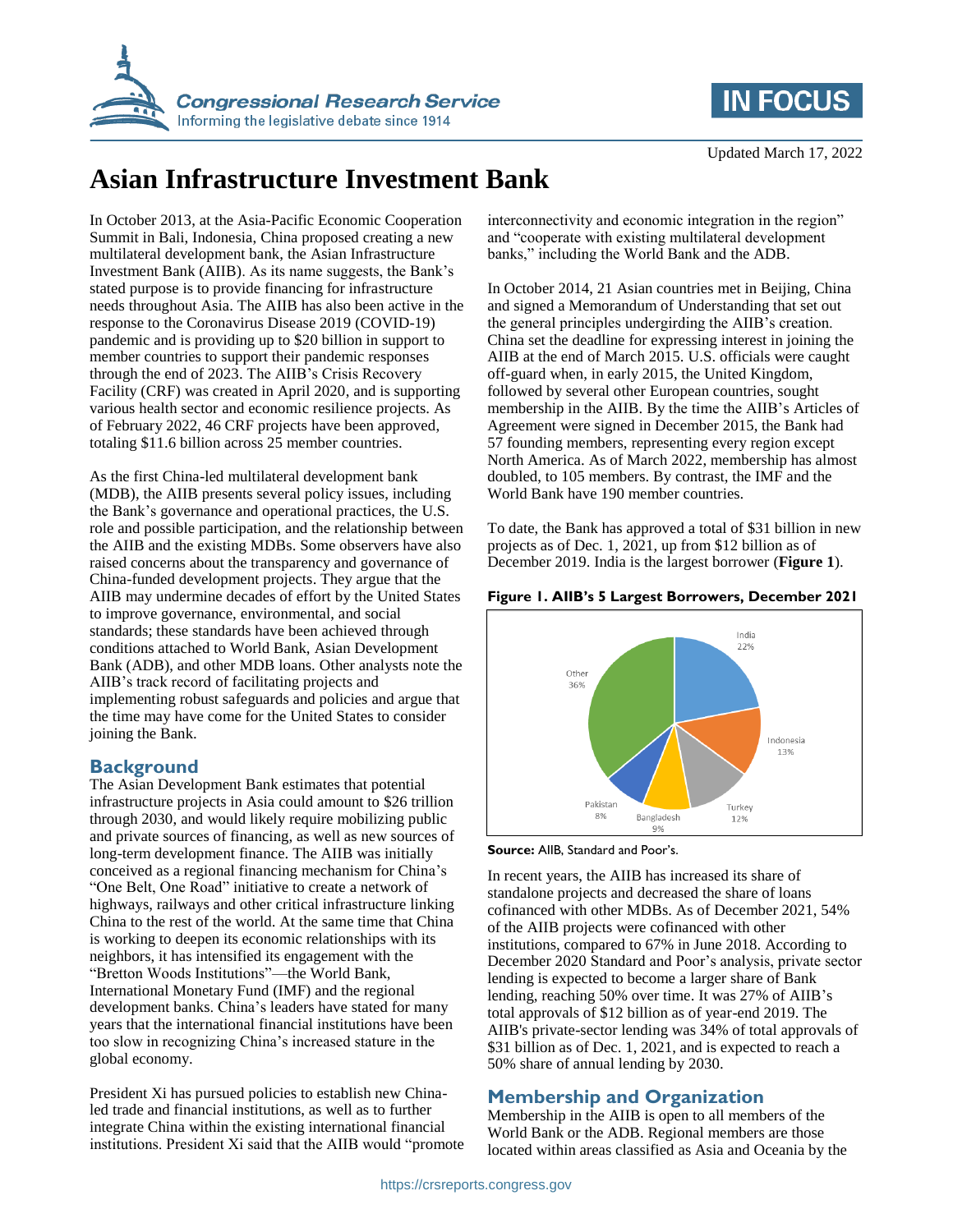Updated March 17, 2022

# Asian Infrastructure Investment Bank

In October 2013, at the Asia-Pacific Economic Cooperation Summit in Bali, Indonesia, China proposed creating a new multilateral development bank, the Asian Infrastructure Investment Bank (AIIB). As its name suggests, the Bank's stated purpose is to provide financing for infrastructure needs throughout Asia. The AIIB has also been active in the response to the Coronavirus Disease 2019 (COVID-19) pandemic and is providing up to $20 billion in support to member countries to support their pandemic responses through the end of 2023. The AIIB's Crisis Recovery Facility (CRF) was created in April 2020, and is supporting various health sector and economic resilience projects. As of February 2022, 46 CRF projects have been approved, totaling $11.6 billion across 25 member countries.

As the first China-led multilateral development bank (MDB), the AIIB presents several policy issues, including the Bank's governance and operational practices, the U.S. role and possible participation, and the relationship between the AIIB and the existing MDBs. Some observers have also raised concerns about the transparency and governance of China-funded development projects. They argue that the AIIB may undermine decades of effort by the United States to improve governance, environmental, and social standards; these standards have been achieved through conditions attached to World Bank, Asian Development Bank (ADB), and other MDB loans. Other analysts note the AIIB's track record of facilitating projects and implementing robust safeguards and policies and argue that the time may have come for the United States to consider joining the Bank.

## Background

The Asian Development Bank estimates that potential infrastructure projects in Asia could amount to $26 trillion through 2030, and would likely require mobilizing public and private sources of financing, as well as new sources of long-term development finance. The AIIB was initially conceived as a regional financing mechanism for China's "One Belt, One Road" initiative to create a network of highways, railways and other critical infrastructure linking China to the rest of the world. At the same time that China is working to deepen its economic relationships with its neighbors, it has intensified its engagement with the "Bretton Woods Institutions"—the World Bank, International Monetary Fund (IMF) and the regional development banks. China's leaders have stated for many years that the international financial institutions have been too slow in recognizing China's increased stature in the global economy.

President Xi has pursued policies to establish new China-led trade and financial institutions, as well as to further integrate China within the existing international financial institutions. President Xi said that the AIIB would "promote interconnectivity and economic integration in the region" and "cooperate with existing multilateral development banks," including the World Bank and the ADB.

In October 2014, 21 Asian countries met in Beijing, China and signed a Memorandum of Understanding that set out the general principles undergirding the AIIB's creation. China set the deadline for expressing interest in joining the AIIB at the end of March 2015. U.S. officials were caught off-guard when, in early 2015, the United Kingdom, followed by several other European countries, sought membership in the AIIB. By the time the AIIB's Articles of Agreement were signed in December 2015, the Bank had 57 founding members, representing every region except North America. As of March 2022, membership has almost doubled, to 105 members. By contrast, the IMF and the World Bank have 190 member countries.

To date, the Bank has approved a total of $31 billion in new projects as of Dec. 1, 2021, up from $12 billion as of December 2019. India is the largest borrower (**Figure 1**).

**Figure 1. AIIB's 5 Largest Borrowers, December 2021**

| Borrower | Share |
| --- | --- |
| India | 22% |
| Indonesia | 13% |
| Turkey | 12% |
| Bangladesh | 9% |
| Pakistan | 8% |
| Other | 36% |

**Source:** AIIB, Standard and Poor's.

In recent years, the AIIB has increased its share of standalone projects and decreased the share of loans cofinanced with other MDBs. As of December 2021, 54% of the AIIB projects were cofinanced with other institutions, compared to 67% in June 2018. According to December 2020 Standard and Poor's analysis, private sector lending is expected to become a larger share of Bank lending, reaching 50% over time. It was 27% of AIIB's total approvals of $12 billion as of year-end 2019. The AIIB's private-sector lending was 34% of total approvals of $31 billion as of Dec. 1, 2021, and is expected to reach a 50% share of annual lending by 2030.

## Membership and Organization

Membership in the AIIB is open to all members of the World Bank or the ADB. Regional members are those located within areas classified as Asia and Oceania by the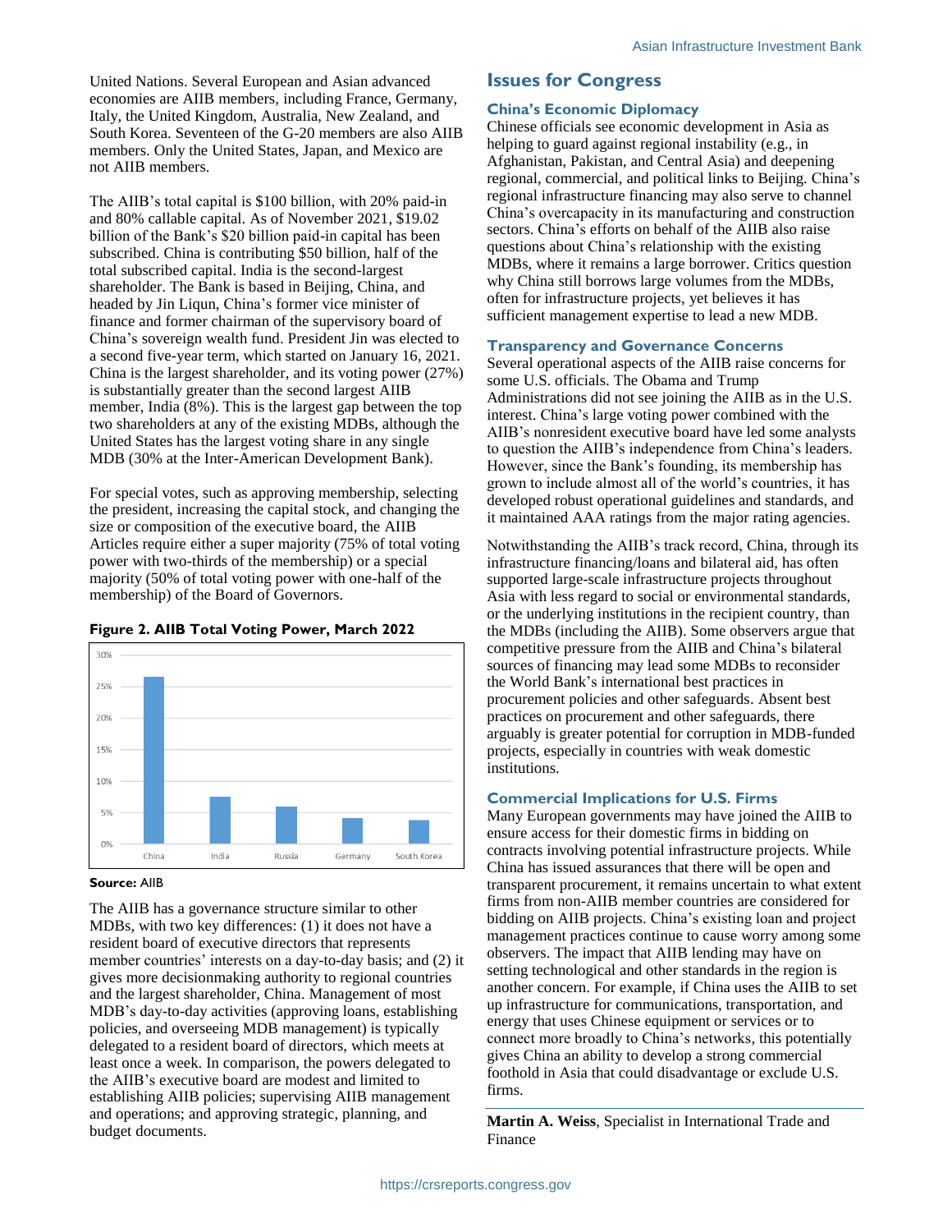United Nations. Several European and Asian advanced economies are AIIB members, including France, Germany, Italy, the United Kingdom, Australia, New Zealand, and South Korea. Seventeen of the G-20 members are also AIIB members. Only the United States, Japan, and Mexico are not AIIB members.

The AIIB's total capital is $100 billion, with 20% paid-in and 80% callable capital. As of November 2021, $19.02 billion of the Bank's $20 billion paid-in capital has been subscribed. China is contributing $50 billion, half of the total subscribed capital. India is the second-largest shareholder. The Bank is based in Beijing, China, and headed by Jin Liqun, China's former vice minister of finance and former chairman of the supervisory board of China's sovereign wealth fund. President Jin was elected to a second five-year term, which started on January 16, 2021. China is the largest shareholder, and its voting power (27%) is substantially greater than the second largest AIIB member, India (8%). This is the largest gap between the top two shareholders at any of the existing MDBs, although the United States has the largest voting share in any single MDB (30% at the Inter-American Development Bank).

For special votes, such as approving membership, selecting the president, increasing the capital stock, and changing the size or composition of the executive board, the AIIB Articles require either a super majority (75% of total voting power with two-thirds of the membership) or a special majority (50% of total voting power with one-half of the membership) of the Board of Governors.

**Figure 2. AIIB Total Voting Power, March 2022**

| Country | Voting Power |
| --- | --- |
| China | ~26.5% |
| India | ~7.5% |
| Russia | ~6% |
| Germany | ~4% |
| South Korea | ~3.5% |

**Source:** AIIB

The AIIB has a governance structure similar to other MDBs, with two key differences: (1) it does not have a resident board of executive directors that represents member countries' interests on a day-to-day basis; and (2) it gives more decisionmaking authority to regional countries and the largest shareholder, China. Management of most MDB's day-to-day activities (approving loans, establishing policies, and overseeing MDB management) is typically delegated to a resident board of directors, which meets at least once a week. In comparison, the powers delegated to the AIIB's executive board are modest and limited to establishing AIIB policies; supervising AIIB management and operations; and approving strategic, planning, and budget documents.

## Issues for Congress

### China's Economic Diplomacy

Chinese officials see economic development in Asia as helping to guard against regional instability (e.g., in Afghanistan, Pakistan, and Central Asia) and deepening regional, commercial, and political links to Beijing. China's regional infrastructure financing may also serve to channel China's overcapacity in its manufacturing and construction sectors. China's efforts on behalf of the AIIB also raise questions about China's relationship with the existing MDBs, where it remains a large borrower. Critics question why China still borrows large volumes from the MDBs, often for infrastructure projects, yet believes it has sufficient management expertise to lead a new MDB.

### Transparency and Governance Concerns

Several operational aspects of the AIIB raise concerns for some U.S. officials. The Obama and Trump Administrations did not see joining the AIIB as in the U.S. interest. China's large voting power combined with the AIIB's nonresident executive board have led some analysts to question the AIIB's independence from China's leaders. However, since the Bank's founding, its membership has grown to include almost all of the world's countries, it has developed robust operational guidelines and standards, and it maintained AAA ratings from the major rating agencies.

Notwithstanding the AIIB's track record, China, through its infrastructure financing/loans and bilateral aid, has often supported large-scale infrastructure projects throughout Asia with less regard to social or environmental standards, or the underlying institutions in the recipient country, than the MDBs (including the AIIB). Some observers argue that competitive pressure from the AIIB and China's bilateral sources of financing may lead some MDBs to reconsider the World Bank's international best practices in procurement policies and other safeguards. Absent best practices on procurement and other safeguards, there arguably is greater potential for corruption in MDB-funded projects, especially in countries with weak domestic institutions.

### Commercial Implications for U.S. Firms

Many European governments may have joined the AIIB to ensure access for their domestic firms in bidding on contracts involving potential infrastructure projects. While China has issued assurances that there will be open and transparent procurement, it remains uncertain to what extent firms from non-AIIB member countries are considered for bidding on AIIB projects. China's existing loan and project management practices continue to cause worry among some observers. The impact that AIIB lending may have on setting technological and other standards in the region is another concern. For example, if China uses the AIIB to set up infrastructure for communications, transportation, and energy that uses Chinese equipment or services or to connect more broadly to China's networks, this potentially gives China an ability to develop a strong commercial foothold in Asia that could disadvantage or exclude U.S. firms.

---

**Martin A. Weiss**, Specialist in International Trade and Finance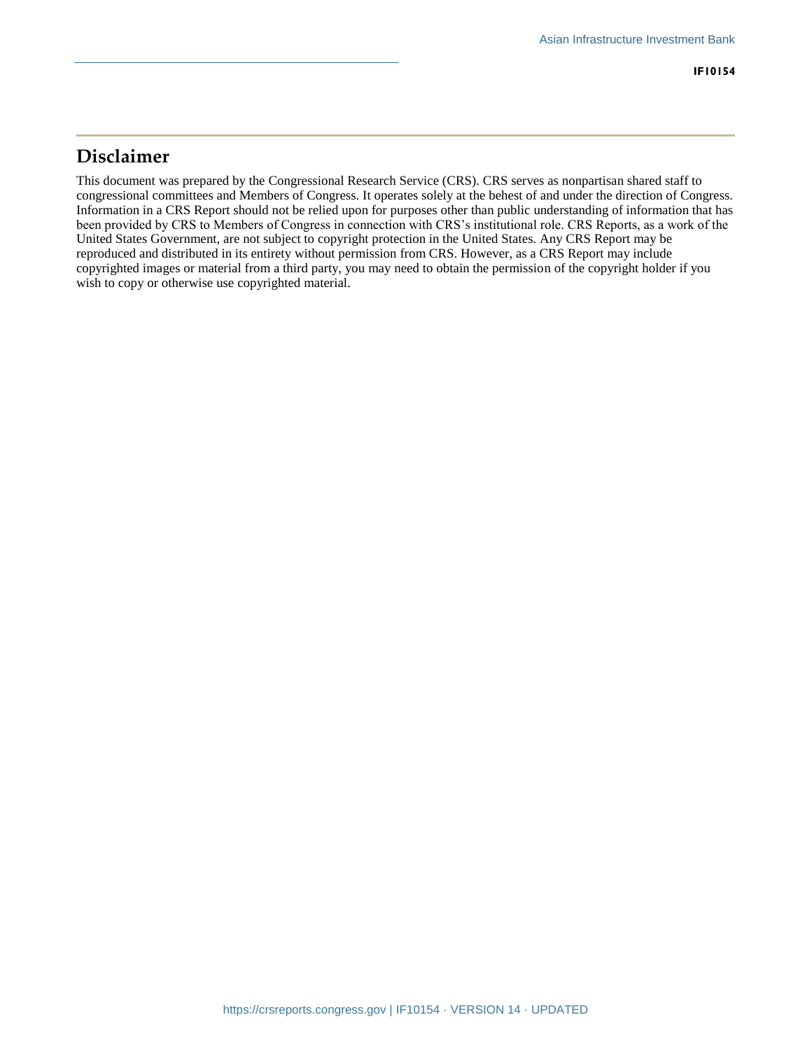## Disclaimer

This document was prepared by the Congressional Research Service (CRS). CRS serves as nonpartisan shared staff to congressional committees and Members of Congress. It operates solely at the behest of and under the direction of Congress. Information in a CRS Report should not be relied upon for purposes other than public understanding of information that has been provided by CRS to Members of Congress in connection with CRS's institutional role. CRS Reports, as a work of the United States Government, are not subject to copyright protection in the United States. Any CRS Report may be reproduced and distributed in its entirety without permission from CRS. However, as a CRS Report may include copyrighted images or material from a third party, you may need to obtain the permission of the copyright holder if you wish to copy or otherwise use copyrighted material.